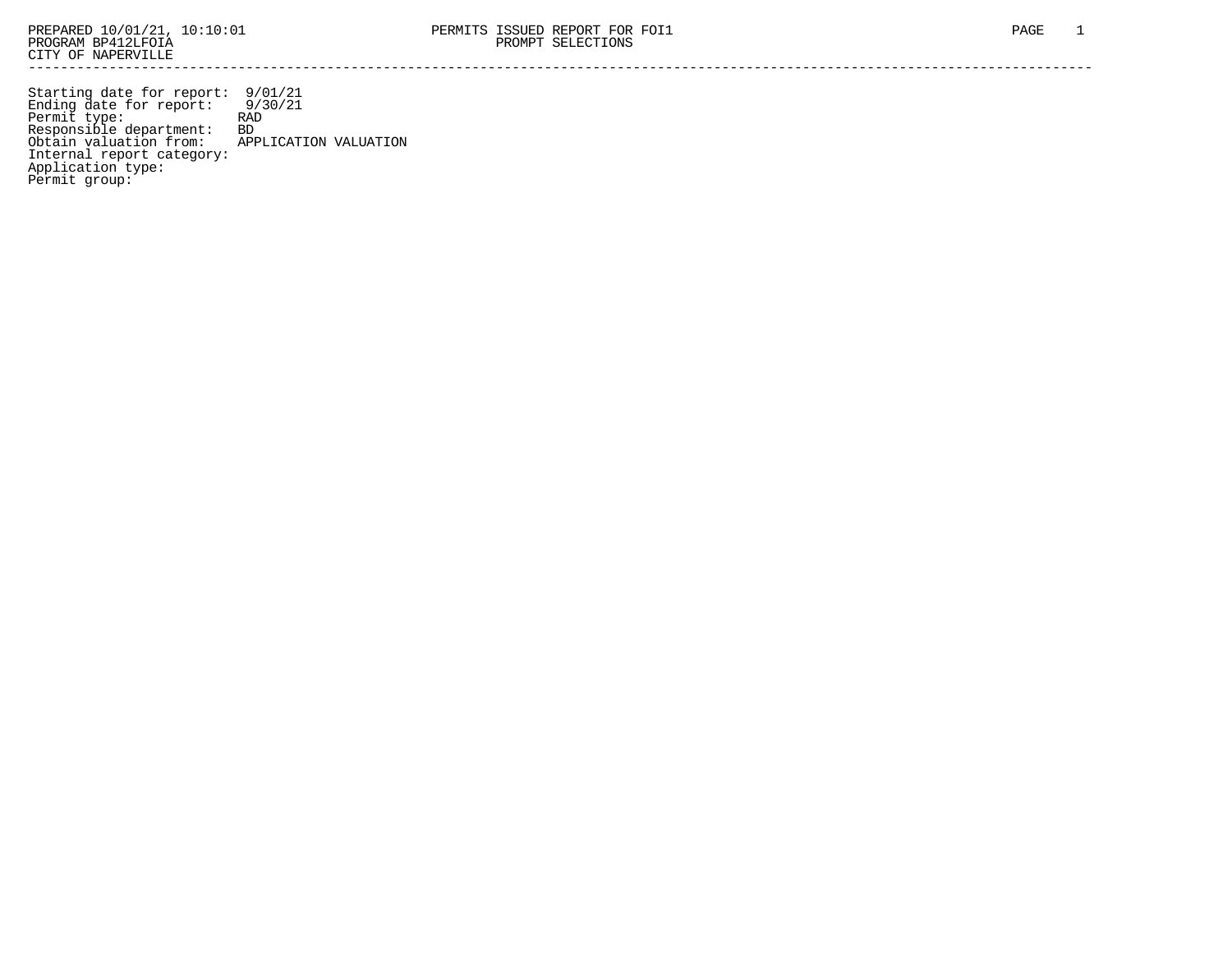PREPARED 10/01/21, 10:10:01 PERMITS ISSUED REPORT FOR FOI1
PROGRAM BP412LFOIA PROMPT SELECTIONS
CITY OF NAPERVILLE

---

```
Starting date for report:  9/01/21
Ending date for report:    9/30/21
Permit type:               RAD
Responsible department:    BD
Obtain valuation from:     APPLICATION VALUATION
Internal report category:
Application type:
Permit group:
```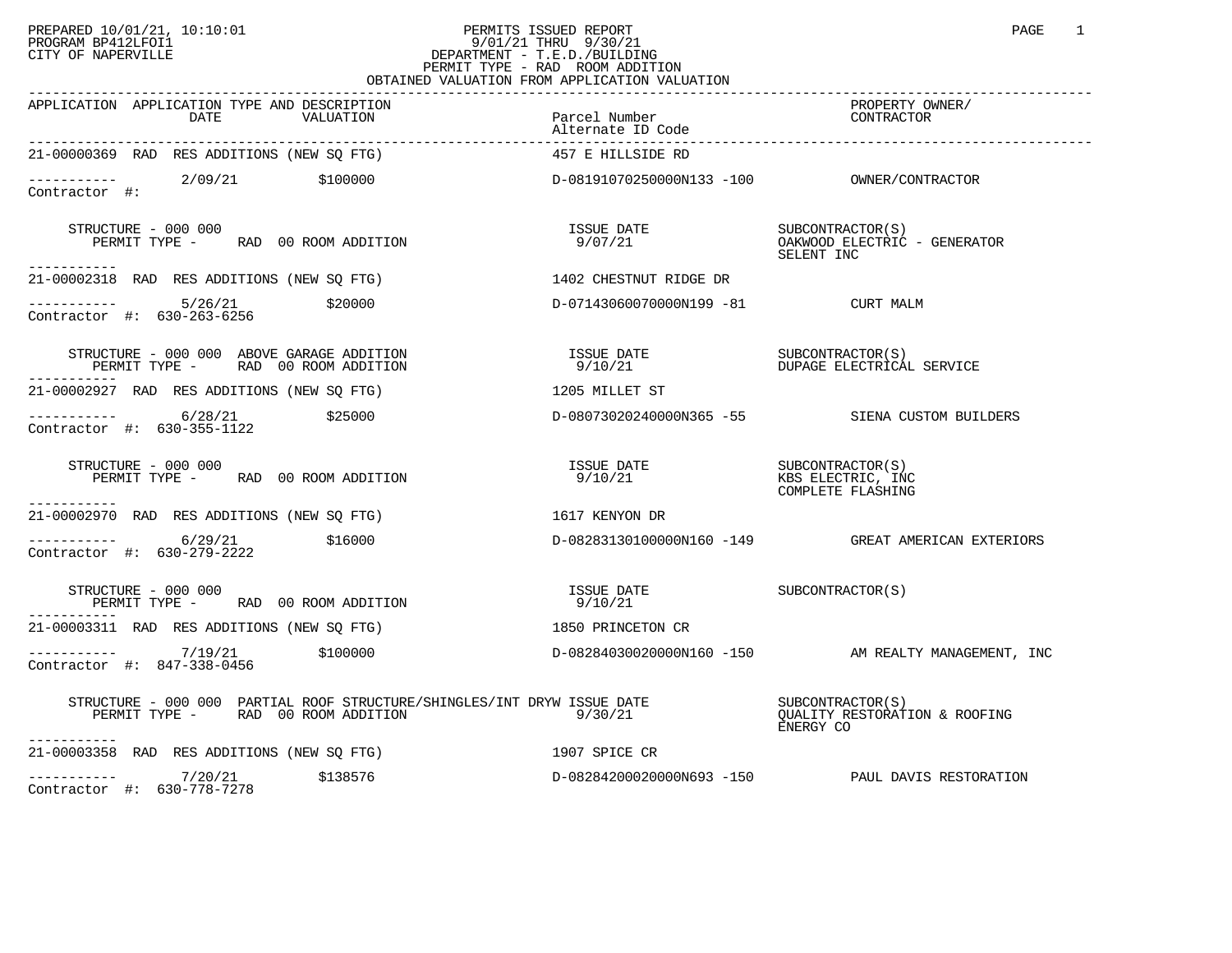PREPARED 10/01/21, 10:10:01
PROGRAM BP412LFOI1
CITY OF NAPERVILLE

PERMITS ISSUED REPORT
9/01/21 THRU 9/30/21
DEPARTMENT - T.E.D./BUILDING
PERMIT TYPE - RAD ROOM ADDITION
OBTAINED VALUATION FROM APPLICATION VALUATION

| APPLICATION | APPLICATION TYPE AND DESCRIPTION / DATE / VALUATION | Parcel Number / Alternate ID Code | PROPERTY OWNER/ CONTRACTOR |
|---|---|---|---|
| 21-00000369 | RAD RES ADDITIONS (NEW SQ FTG) | 457 E HILLSIDE RD | |
| ----------- | 2/09/21 $100000 | D-08191070250000N133 -100 | OWNER/CONTRACTOR |
| Contractor #: | | | |
| | STRUCTURE - 000 000 / PERMIT TYPE - RAD 00 ROOM ADDITION | ISSUE DATE 9/07/21 | SUBCONTRACTOR(S) OAKWOOD ELECTRIC - GENERATOR; SELENT INC |
| 21-00002318 | RAD RES ADDITIONS (NEW SQ FTG) | 1402 CHESTNUT RIDGE DR | |
| ----------- | 5/26/21 $20000 | D-07143060070000N199 -81 | CURT MALM |
| Contractor #: 630-263-6256 | | | |
| | STRUCTURE - 000 000 ABOVE GARAGE ADDITION / PERMIT TYPE - RAD 00 ROOM ADDITION | ISSUE DATE 9/10/21 | SUBCONTRACTOR(S) DUPAGE ELECTRICAL SERVICE |
| 21-00002927 | RAD RES ADDITIONS (NEW SQ FTG) | 1205 MILLET ST | |
| ----------- | 6/28/21 $25000 | D-08073020240000N365 -55 | SIENA CUSTOM BUILDERS |
| Contractor #: 630-355-1122 | | | |
| | STRUCTURE - 000 000 / PERMIT TYPE - RAD 00 ROOM ADDITION | ISSUE DATE 9/10/21 | SUBCONTRACTOR(S) KBS ELECTRIC, INC; COMPLETE FLASHING |
| 21-00002970 | RAD RES ADDITIONS (NEW SQ FTG) | 1617 KENYON DR | |
| ----------- | 6/29/21 $16000 | D-08283130100000N160 -149 | GREAT AMERICAN EXTERIORS |
| Contractor #: 630-279-2222 | | | |
| | STRUCTURE - 000 000 / PERMIT TYPE - RAD 00 ROOM ADDITION | ISSUE DATE 9/10/21 | SUBCONTRACTOR(S) |
| 21-00003311 | RAD RES ADDITIONS (NEW SQ FTG) | 1850 PRINCETON CR | |
| ----------- | 7/19/21 $100000 | D-08284030020000N160 -150 | AM REALTY MANAGEMENT, INC |
| Contractor #: 847-338-0456 | | | |
| | STRUCTURE - 000 000 PARTIAL ROOF STRUCTURE/SHINGLES/INT DRYW / PERMIT TYPE - RAD 00 ROOM ADDITION | ISSUE DATE 9/30/21 | SUBCONTRACTOR(S) QUALITY RESTORATION & ROOFING; ENERGY CO |
| 21-00003358 | RAD RES ADDITIONS (NEW SQ FTG) | 1907 SPICE CR | |
| ----------- | 7/20/21 $138576 | D-08284200020000N693 -150 | PAUL DAVIS RESTORATION |
| Contractor #: 630-778-7278 | | | |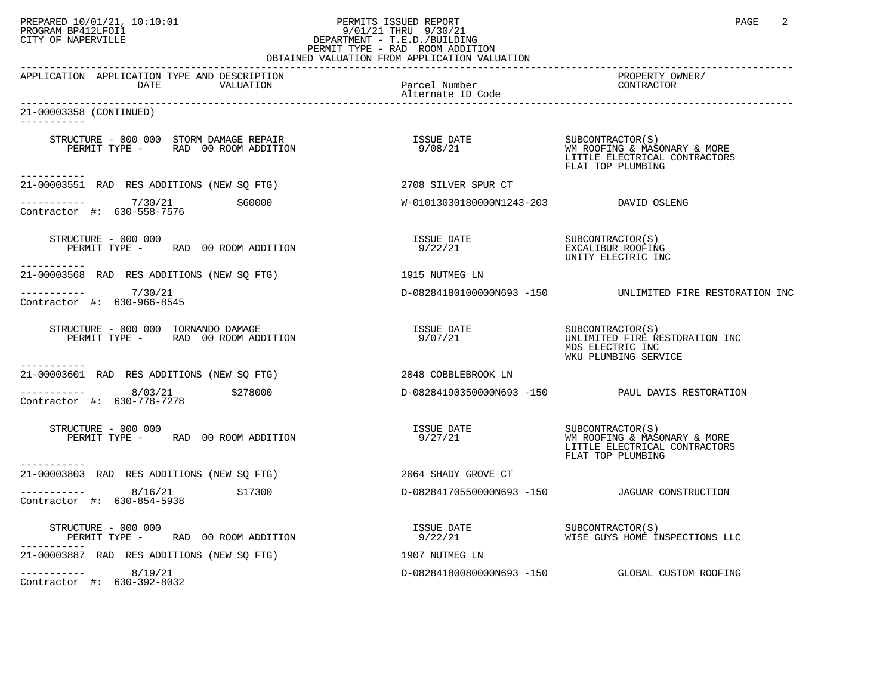PREPARED 10/01/21, 10:10:01
PROGRAM BP412LFOI1
CITY OF NAPERVILLE

PERMITS ISSUED REPORT
9/01/21 THRU 9/30/21
DEPARTMENT - T.E.D./BUILDING
PERMIT TYPE - RAD ROOM ADDITION
OBTAINED VALUATION FROM APPLICATION VALUATION

| APPLICATION | APPLICATION TYPE AND DESCRIPTION DATE / VALUATION | Parcel Number / Alternate ID Code | PROPERTY OWNER/ CONTRACTOR |
|---|---|---|---|

**21-00003358 (CONTINUED)**

STRUCTURE - 000 000 STORM DAMAGE REPAIR
PERMIT TYPE - RAD 00 ROOM ADDITION
ISSUE DATE 9/08/21
SUBCONTRACTOR(S): WM ROOFING & MASONARY & MORE; LITTLE ELECTRICAL CONTRACTORS; FLAT TOP PLUMBING

---

**21-00003551** RAD RES ADDITIONS (NEW SQ FTG) — 2708 SILVER SPUR CT
7/30/21 — $60000 — W-01013030180000N1243-203 — DAVID OSLENG
Contractor #: 630-558-7576

STRUCTURE - 000 000
PERMIT TYPE - RAD 00 ROOM ADDITION
ISSUE DATE 9/22/21
SUBCONTRACTOR(S): EXCALIBUR ROOFING; UNITY ELECTRIC INC

---

**21-00003568** RAD RES ADDITIONS (NEW SQ FTG) — 1915 NUTMEG LN
7/30/21 — D-08284180100000N693 -150 — UNLIMITED FIRE RESTORATION INC
Contractor #: 630-966-8545

STRUCTURE - 000 000 TORNANDO DAMAGE
PERMIT TYPE - RAD 00 ROOM ADDITION
ISSUE DATE 9/07/21
SUBCONTRACTOR(S): UNLIMITED FIRE RESTORATION INC; MDS ELECTRIC INC; WKU PLUMBING SERVICE

---

**21-00003601** RAD RES ADDITIONS (NEW SQ FTG) — 2048 COBBLEBROOK LN
8/03/21 — $278000 — D-08284190350000N693 -150 — PAUL DAVIS RESTORATION
Contractor #: 630-778-7278

STRUCTURE - 000 000
PERMIT TYPE - RAD 00 ROOM ADDITION
ISSUE DATE 9/27/21
SUBCONTRACTOR(S): WM ROOFING & MASONARY & MORE; LITTLE ELECTRICAL CONTRACTORS; FLAT TOP PLUMBING

---

**21-00003803** RAD RES ADDITIONS (NEW SQ FTG) — 2064 SHADY GROVE CT
8/16/21 — $17300 — D-08284170550000N693 -150 — JAGUAR CONSTRUCTION
Contractor #: 630-854-5938

STRUCTURE - 000 000
PERMIT TYPE - RAD 00 ROOM ADDITION
ISSUE DATE 9/22/21
SUBCONTRACTOR(S): WISE GUYS HOME INSPECTIONS LLC

---

**21-00003887** RAD RES ADDITIONS (NEW SQ FTG) — 1907 NUTMEG LN
8/19/21 — D-08284180080000N693 -150 — GLOBAL CUSTOM ROOFING
Contractor #: 630-392-8032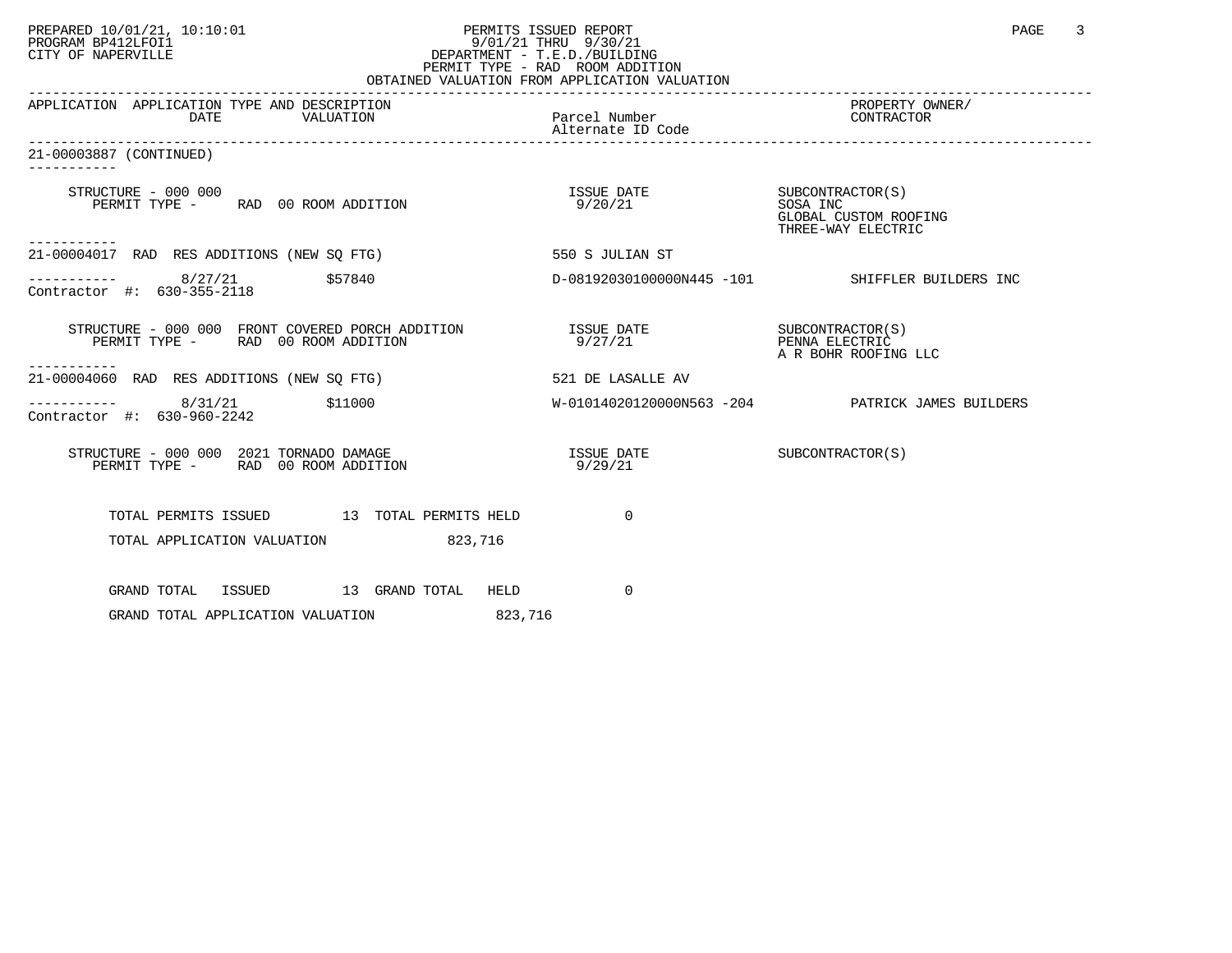PREPARED 10/01/21, 10:10:01
PROGRAM BP412LFOI1
CITY OF NAPERVILLE

PERMITS ISSUED REPORT
9/01/21 THRU 9/30/21
DEPARTMENT - T.E.D./BUILDING
PERMIT TYPE - RAD ROOM ADDITION
OBTAINED VALUATION FROM APPLICATION VALUATION

| APPLICATION | APPLICATION TYPE AND DESCRIPTION / DATE / VALUATION | Parcel Number / Alternate ID Code | PROPERTY OWNER/ CONTRACTOR |
|---|---|---|---|
| 21-00003887 (CONTINUED) | | | |
| | STRUCTURE - 000 000 PERMIT TYPE - RAD 00 ROOM ADDITION | ISSUE DATE 9/20/21 | SUBCONTRACTOR(S) SOSA INC; GLOBAL CUSTOM ROOFING; THREE-WAY ELECTRIC |
| 21-00004017 | RAD RES ADDITIONS (NEW SQ FTG) | 550 S JULIAN ST | |
| | 8/27/21 $57840 | D-08192030100000N445 -101 | SHIFFLER BUILDERS INC |
| Contractor #: 630-355-2118 | | | |
| | STRUCTURE - 000 000 FRONT COVERED PORCH ADDITION PERMIT TYPE - RAD 00 ROOM ADDITION | ISSUE DATE 9/27/21 | SUBCONTRACTOR(S) PENNA ELECTRIC; A R BOHR ROOFING LLC |
| 21-00004060 | RAD RES ADDITIONS (NEW SQ FTG) | 521 DE LASALLE AV | |
| | 8/31/21 $11000 | W-01014020120000N563 -204 | PATRICK JAMES BUILDERS |
| Contractor #: 630-960-2242 | | | |
| | STRUCTURE - 000 000 2021 TORNADO DAMAGE PERMIT TYPE - RAD 00 ROOM ADDITION | ISSUE DATE 9/29/21 | SUBCONTRACTOR(S) |

TOTAL PERMITS ISSUED 13 TOTAL PERMITS HELD 0

TOTAL APPLICATION VALUATION 823,716

GRAND TOTAL ISSUED 13 GRAND TOTAL HELD 0

GRAND TOTAL APPLICATION VALUATION 823,716